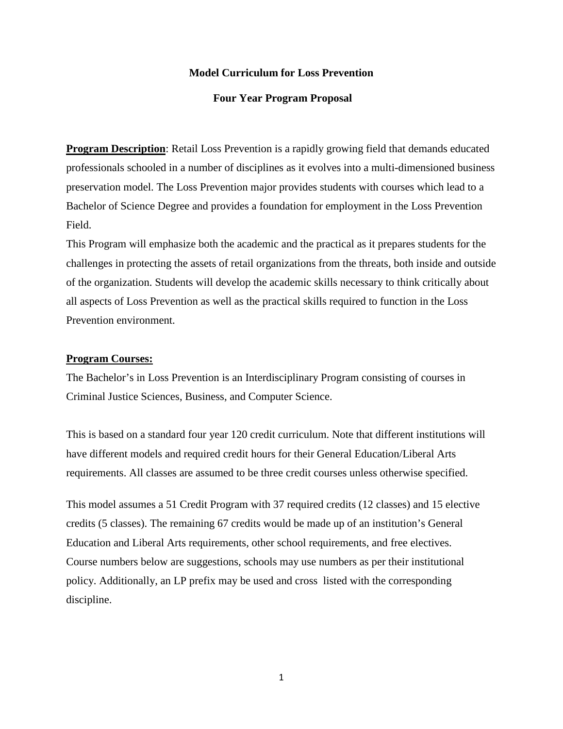# Model Curriculum for Loss Prevention

## Four Year Program Proposal

**Program Description**: Retail Loss Prevention is a rapidly growing field that demands educated professionals schooled in a number of disciplines as it evolves into a multi-dimensioned business preservation model. The Loss Prevention major provides students with courses which lead to a Bachelor of Science Degree and provides a foundation for employment in the Loss Prevention Field.

This Program will emphasize both the academic and the practical as it prepares students for the challenges in protecting the assets of retail organizations from the threats, both inside and outside of the organization. Students will develop the academic skills necessary to think critically about all aspects of Loss Prevention as well as the practical skills required to function in the Loss Prevention environment.

**Program Courses:**

The Bachelor's in Loss Prevention is an Interdisciplinary Program consisting of courses in Criminal Justice Sciences, Business, and Computer Science.

This is based on a standard four year 120 credit curriculum. Note that different institutions will have different models and required credit hours for their General Education/Liberal Arts requirements. All classes are assumed to be three credit courses unless otherwise specified.

This model assumes a 51 Credit Program with 37 required credits (12 classes) and 15 elective credits (5 classes). The remaining 67 credits would be made up of an institution's General Education and Liberal Arts requirements, other school requirements, and free electives. Course numbers below are suggestions, schools may use numbers as per their institutional policy. Additionally, an LP prefix may be used and cross listed with the corresponding discipline.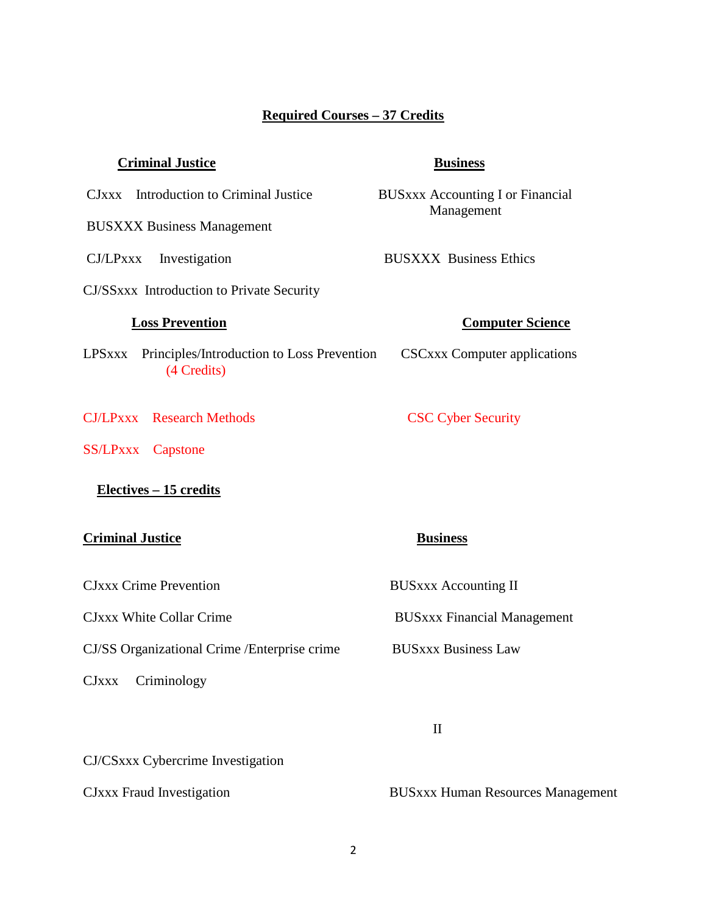## Required Courses – 37 Credits

### Criminal Justice

CJxxx Introduction to Criminal Justice

BUSXXX Business Management

CJ/LPxxx Investigation

CJ/SSxxx Introduction to Private Security

### Business

BUSxxx Accounting I or Financial Management

BUSXXX Business Ethics

### Loss Prevention

LPSxxx Principles/Introduction to Loss Prevention (4 Credits)

CJ/LPxxx Research Methods

SS/LPxxx Capstone

### Computer Science

CSCxxx Computer applications

CSC Cyber Security

## Electives – 15 credits

### Criminal Justice

CJxxx Crime Prevention

CJxxx White Collar Crime

CJ/SS Organizational Crime /Enterprise crime

CJxxx Criminology

CJ/CSxxx Cybercrime Investigation

CJxxx Fraud Investigation

### Business

BUSxxx Accounting II

BUSxxx Financial Management

BUSxxx Business Law

II

BUSxxx Human Resources Management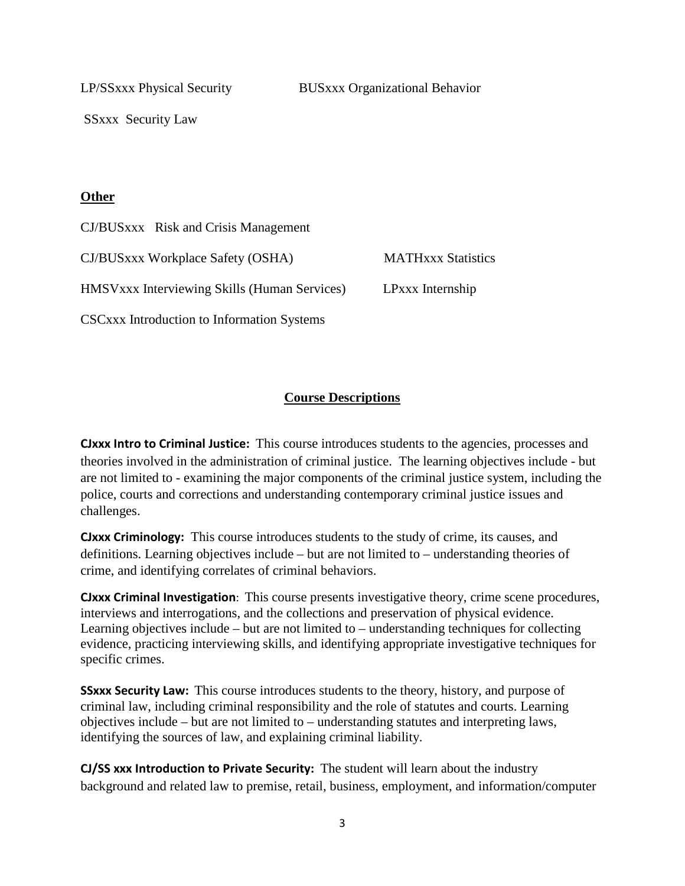LP/SSxxx Physical Security

BUSxxx Organizational Behavior

SSxxx Security Law

**Other**

CJ/BUSxxx Risk and Crisis Management

CJ/BUSxxx Workplace Safety (OSHA)

MATHxxx Statistics

HMSVxxx Interviewing Skills (Human Services)

LPxxx Internship

CSCxxx Introduction to Information Systems

## Course Descriptions

**CJxxx Intro to Criminal Justice:** This course introduces students to the agencies, processes and theories involved in the administration of criminal justice. The learning objectives include - but are not limited to - examining the major components of the criminal justice system, including the police, courts and corrections and understanding contemporary criminal justice issues and challenges.

**CJxxx Criminology:** This course introduces students to the study of crime, its causes, and definitions. Learning objectives include – but are not limited to – understanding theories of crime, and identifying correlates of criminal behaviors.

**CJxxx Criminal Investigation**: This course presents investigative theory, crime scene procedures, interviews and interrogations, and the collections and preservation of physical evidence. Learning objectives include – but are not limited to – understanding techniques for collecting evidence, practicing interviewing skills, and identifying appropriate investigative techniques for specific crimes.

**SSxxx Security Law:** This course introduces students to the theory, history, and purpose of criminal law, including criminal responsibility and the role of statutes and courts. Learning objectives include – but are not limited to – understanding statutes and interpreting laws, identifying the sources of law, and explaining criminal liability.

**CJ/SS xxx Introduction to Private Security:** The student will learn about the industry background and related law to premise, retail, business, employment, and information/computer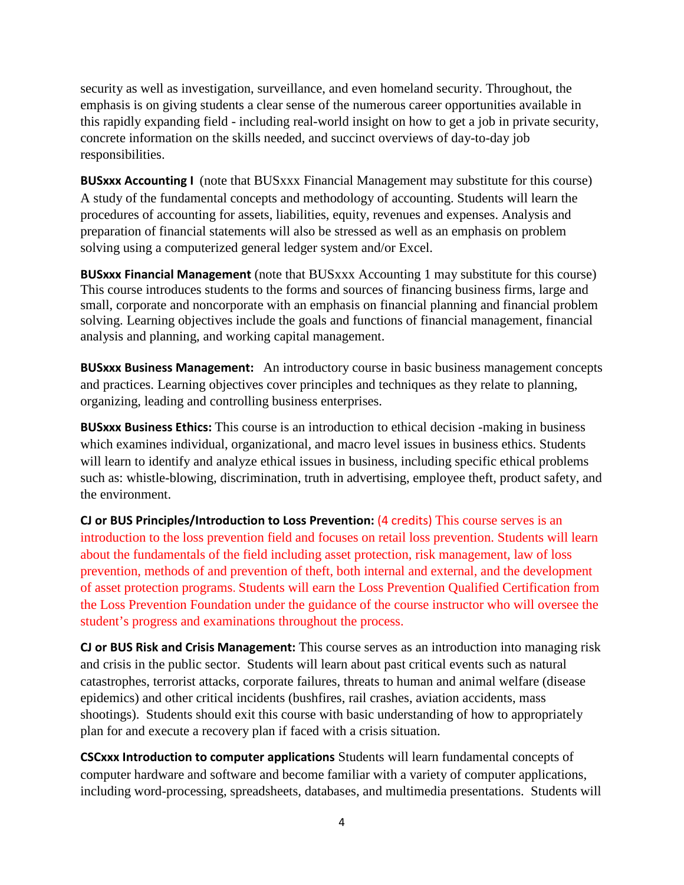security as well as investigation, surveillance, and even homeland security. Throughout, the emphasis is on giving students a clear sense of the numerous career opportunities available in this rapidly expanding field - including real-world insight on how to get a job in private security, concrete information on the skills needed, and succinct overviews of day-to-day job responsibilities.

**BUSxxx Accounting I** (note that BUSxxx Financial Management may substitute for this course) A study of the fundamental concepts and methodology of accounting. Students will learn the procedures of accounting for assets, liabilities, equity, revenues and expenses. Analysis and preparation of financial statements will also be stressed as well as an emphasis on problem solving using a computerized general ledger system and/or Excel.

**BUSxxx Financial Management** (note that BUSxxx Accounting 1 may substitute for this course) This course introduces students to the forms and sources of financing business firms, large and small, corporate and noncorporate with an emphasis on financial planning and financial problem solving. Learning objectives include the goals and functions of financial management, financial analysis and planning, and working capital management.

**BUSxxx Business Management:** An introductory course in basic business management concepts and practices. Learning objectives cover principles and techniques as they relate to planning, organizing, leading and controlling business enterprises.

**BUSxxx Business Ethics:** This course is an introduction to ethical decision -making in business which examines individual, organizational, and macro level issues in business ethics. Students will learn to identify and analyze ethical issues in business, including specific ethical problems such as: whistle-blowing, discrimination, truth in advertising, employee theft, product safety, and the environment.

**CJ or BUS Principles/Introduction to Loss Prevention:** (4 credits) This course serves is an introduction to the loss prevention field and focuses on retail loss prevention. Students will learn about the fundamentals of the field including asset protection, risk management, law of loss prevention, methods of and prevention of theft, both internal and external, and the development of asset protection programs. Students will earn the Loss Prevention Qualified Certification from the Loss Prevention Foundation under the guidance of the course instructor who will oversee the student's progress and examinations throughout the process.

**CJ or BUS Risk and Crisis Management:** This course serves as an introduction into managing risk and crisis in the public sector. Students will learn about past critical events such as natural catastrophes, terrorist attacks, corporate failures, threats to human and animal welfare (disease epidemics) and other critical incidents (bushfires, rail crashes, aviation accidents, mass shootings). Students should exit this course with basic understanding of how to appropriately plan for and execute a recovery plan if faced with a crisis situation.

**CSCxxx Introduction to computer applications** Students will learn fundamental concepts of computer hardware and software and become familiar with a variety of computer applications, including word-processing, spreadsheets, databases, and multimedia presentations. Students will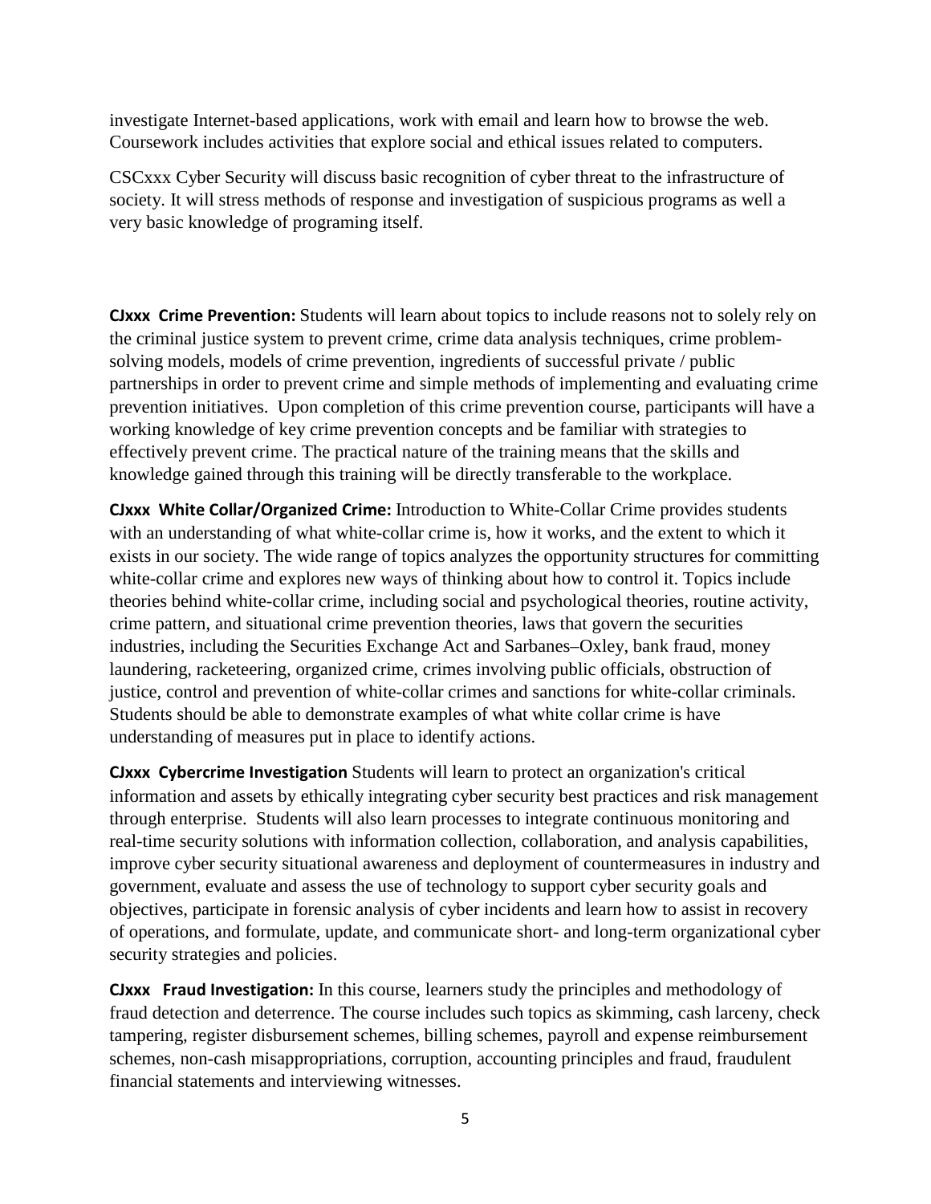investigate Internet-based applications, work with email and learn how to browse the web. Coursework includes activities that explore social and ethical issues related to computers.

CSCxxx Cyber Security will discuss basic recognition of cyber threat to the infrastructure of society. It will stress methods of response and investigation of suspicious programs as well a very basic knowledge of programing itself.

**CJxxx Crime Prevention:** Students will learn about topics to include reasons not to solely rely on the criminal justice system to prevent crime, crime data analysis techniques, crime problem-solving models, models of crime prevention, ingredients of successful private / public partnerships in order to prevent crime and simple methods of implementing and evaluating crime prevention initiatives. Upon completion of this crime prevention course, participants will have a working knowledge of key crime prevention concepts and be familiar with strategies to effectively prevent crime. The practical nature of the training means that the skills and knowledge gained through this training will be directly transferable to the workplace.

**CJxxx White Collar/Organized Crime:** Introduction to White-Collar Crime provides students with an understanding of what white-collar crime is, how it works, and the extent to which it exists in our society. The wide range of topics analyzes the opportunity structures for committing white-collar crime and explores new ways of thinking about how to control it. Topics include theories behind white-collar crime, including social and psychological theories, routine activity, crime pattern, and situational crime prevention theories, laws that govern the securities industries, including the Securities Exchange Act and Sarbanes–Oxley, bank fraud, money laundering, racketeering, organized crime, crimes involving public officials, obstruction of justice, control and prevention of white-collar crimes and sanctions for white-collar criminals. Students should be able to demonstrate examples of what white collar crime is have understanding of measures put in place to identify actions.

**CJxxx Cybercrime Investigation** Students will learn to protect an organization's critical information and assets by ethically integrating cyber security best practices and risk management through enterprise. Students will also learn processes to integrate continuous monitoring and real-time security solutions with information collection, collaboration, and analysis capabilities, improve cyber security situational awareness and deployment of countermeasures in industry and government, evaluate and assess the use of technology to support cyber security goals and objectives, participate in forensic analysis of cyber incidents and learn how to assist in recovery of operations, and formulate, update, and communicate short- and long-term organizational cyber security strategies and policies.

**CJxxx Fraud Investigation:** In this course, learners study the principles and methodology of fraud detection and deterrence. The course includes such topics as skimming, cash larceny, check tampering, register disbursement schemes, billing schemes, payroll and expense reimbursement schemes, non-cash misappropriations, corruption, accounting principles and fraud, fraudulent financial statements and interviewing witnesses.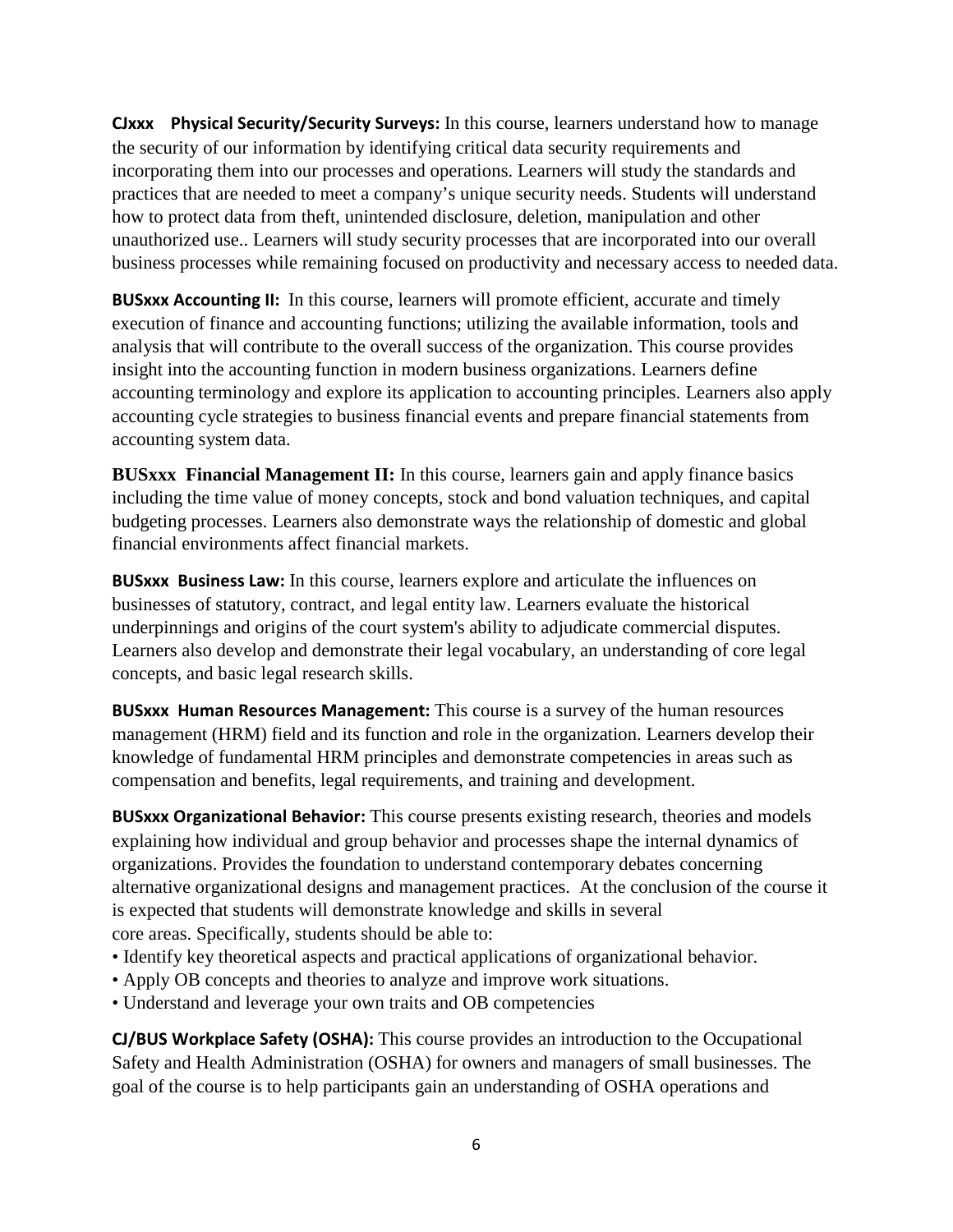**CJxxx Physical Security/Security Surveys:** In this course, learners understand how to manage the security of our information by identifying critical data security requirements and incorporating them into our processes and operations. Learners will study the standards and practices that are needed to meet a company's unique security needs. Students will understand how to protect data from theft, unintended disclosure, deletion, manipulation and other unauthorized use.. Learners will study security processes that are incorporated into our overall business processes while remaining focused on productivity and necessary access to needed data.

**BUSxxx Accounting II:** In this course, learners will promote efficient, accurate and timely execution of finance and accounting functions; utilizing the available information, tools and analysis that will contribute to the overall success of the organization. This course provides insight into the accounting function in modern business organizations. Learners define accounting terminology and explore its application to accounting principles. Learners also apply accounting cycle strategies to business financial events and prepare financial statements from accounting system data.

**BUSxxx Financial Management II:** In this course, learners gain and apply finance basics including the time value of money concepts, stock and bond valuation techniques, and capital budgeting processes. Learners also demonstrate ways the relationship of domestic and global financial environments affect financial markets.

**BUSxxx Business Law:** In this course, learners explore and articulate the influences on businesses of statutory, contract, and legal entity law. Learners evaluate the historical underpinnings and origins of the court system's ability to adjudicate commercial disputes. Learners also develop and demonstrate their legal vocabulary, an understanding of core legal concepts, and basic legal research skills.

**BUSxxx Human Resources Management:** This course is a survey of the human resources management (HRM) field and its function and role in the organization. Learners develop their knowledge of fundamental HRM principles and demonstrate competencies in areas such as compensation and benefits, legal requirements, and training and development.

**BUSxxx Organizational Behavior:** This course presents existing research, theories and models explaining how individual and group behavior and processes shape the internal dynamics of organizations. Provides the foundation to understand contemporary debates concerning alternative organizational designs and management practices. At the conclusion of the course it is expected that students will demonstrate knowledge and skills in several core areas. Specifically, students should be able to:

- Identify key theoretical aspects and practical applications of organizational behavior.
- Apply OB concepts and theories to analyze and improve work situations.
- Understand and leverage your own traits and OB competencies

**CJ/BUS Workplace Safety (OSHA):** This course provides an introduction to the Occupational Safety and Health Administration (OSHA) for owners and managers of small businesses. The goal of the course is to help participants gain an understanding of OSHA operations and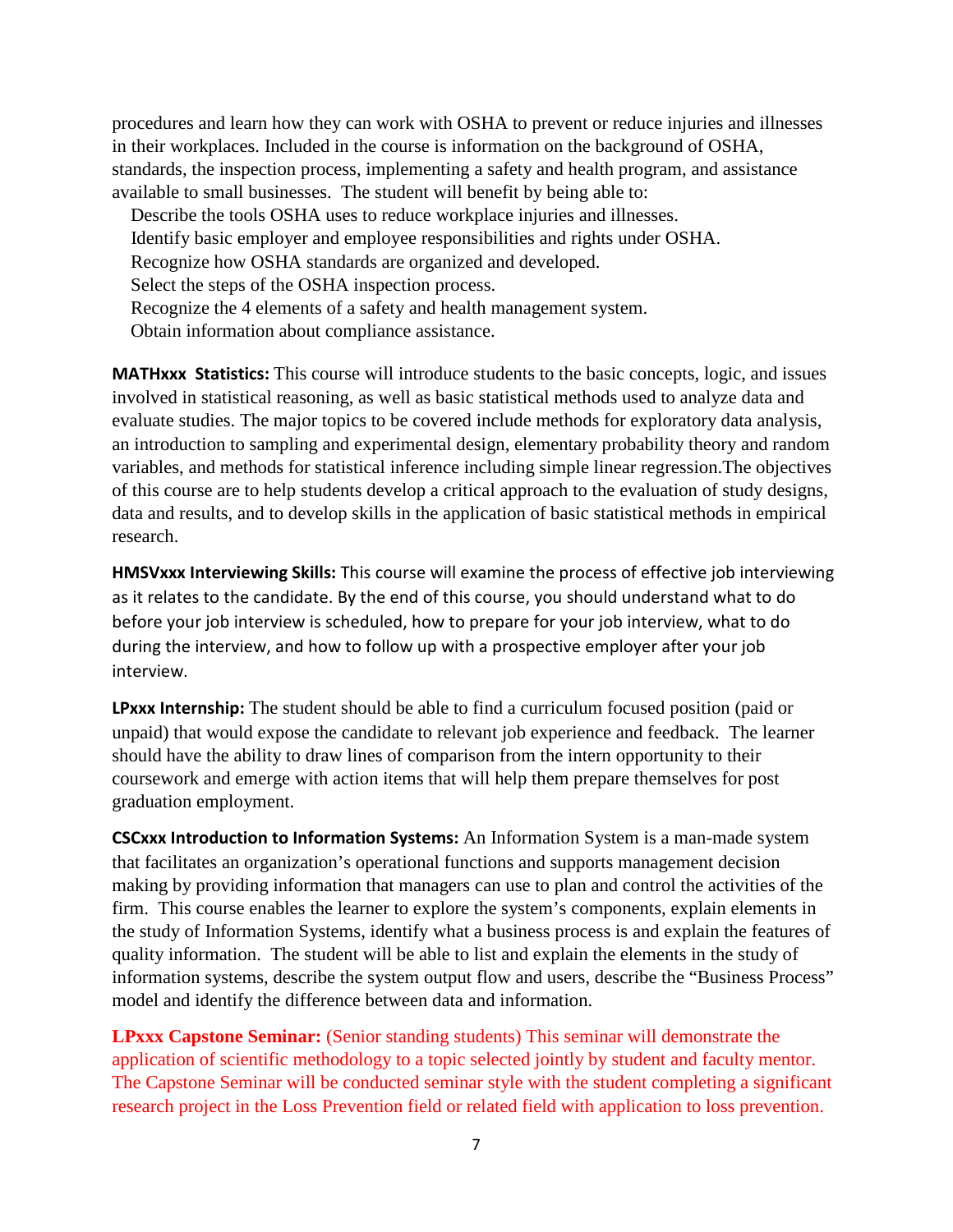procedures and learn how they can work with OSHA to prevent or reduce injuries and illnesses in their workplaces. Included in the course is information on the background of OSHA, standards, the inspection process, implementing a safety and health program, and assistance available to small businesses. The student will benefit by being able to:

Describe the tools OSHA uses to reduce workplace injuries and illnesses.
Identify basic employer and employee responsibilities and rights under OSHA.
Recognize how OSHA standards are organized and developed.
Select the steps of the OSHA inspection process.
Recognize the 4 elements of a safety and health management system.
Obtain information about compliance assistance.

**MATHxxx Statistics:** This course will introduce students to the basic concepts, logic, and issues involved in statistical reasoning, as well as basic statistical methods used to analyze data and evaluate studies. The major topics to be covered include methods for exploratory data analysis, an introduction to sampling and experimental design, elementary probability theory and random variables, and methods for statistical inference including simple linear regression.The objectives of this course are to help students develop a critical approach to the evaluation of study designs, data and results, and to develop skills in the application of basic statistical methods in empirical research.

**HMSVxxx Interviewing Skills:** This course will examine the process of effective job interviewing as it relates to the candidate. By the end of this course, you should understand what to do before your job interview is scheduled, how to prepare for your job interview, what to do during the interview, and how to follow up with a prospective employer after your job interview.

**LPxxx Internship:** The student should be able to find a curriculum focused position (paid or unpaid) that would expose the candidate to relevant job experience and feedback. The learner should have the ability to draw lines of comparison from the intern opportunity to their coursework and emerge with action items that will help them prepare themselves for post graduation employment.

**CSCxxx Introduction to Information Systems:** An Information System is a man-made system that facilitates an organization's operational functions and supports management decision making by providing information that managers can use to plan and control the activities of the firm. This course enables the learner to explore the system's components, explain elements in the study of Information Systems, identify what a business process is and explain the features of quality information. The student will be able to list and explain the elements in the study of information systems, describe the system output flow and users, describe the "Business Process" model and identify the difference between data and information.

**LPxxx Capstone Seminar:** (Senior standing students) This seminar will demonstrate the application of scientific methodology to a topic selected jointly by student and faculty mentor. The Capstone Seminar will be conducted seminar style with the student completing a significant research project in the Loss Prevention field or related field with application to loss prevention.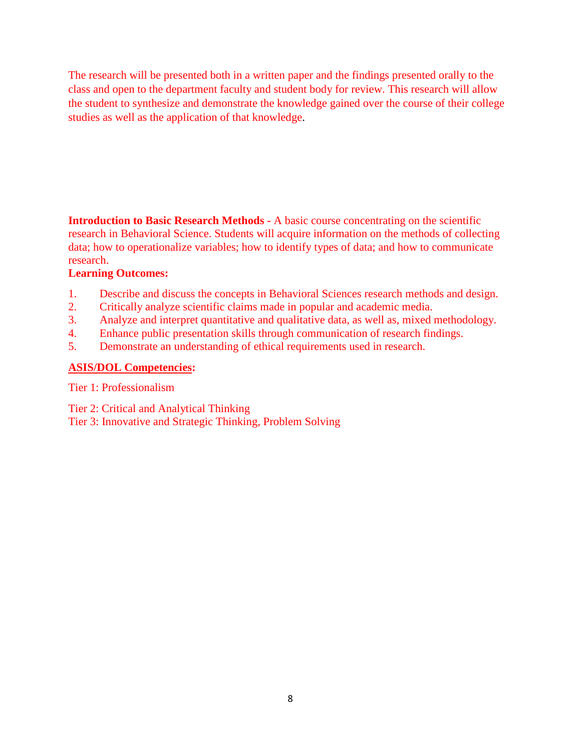The research will be presented both in a written paper and the findings presented orally to the class and open to the department faculty and student body for review. This research will allow the student to synthesize and demonstrate the knowledge gained over the course of their college studies as well as the application of that knowledge.

**Introduction to Basic Research Methods -** A basic course concentrating on the scientific research in Behavioral Science. Students will acquire information on the methods of collecting data; how to operationalize variables; how to identify types of data; and how to communicate research.

**Learning Outcomes:**

1. Describe and discuss the concepts in Behavioral Sciences research methods and design.
2. Critically analyze scientific claims made in popular and academic media.
3. Analyze and interpret quantitative and qualitative data, as well as, mixed methodology.
4. Enhance public presentation skills through communication of research findings.
5. Demonstrate an understanding of ethical requirements used in research.

**ASIS/DOL Competencies:**

Tier 1: Professionalism

Tier 2: Critical and Analytical Thinking
Tier 3: Innovative and Strategic Thinking, Problem Solving